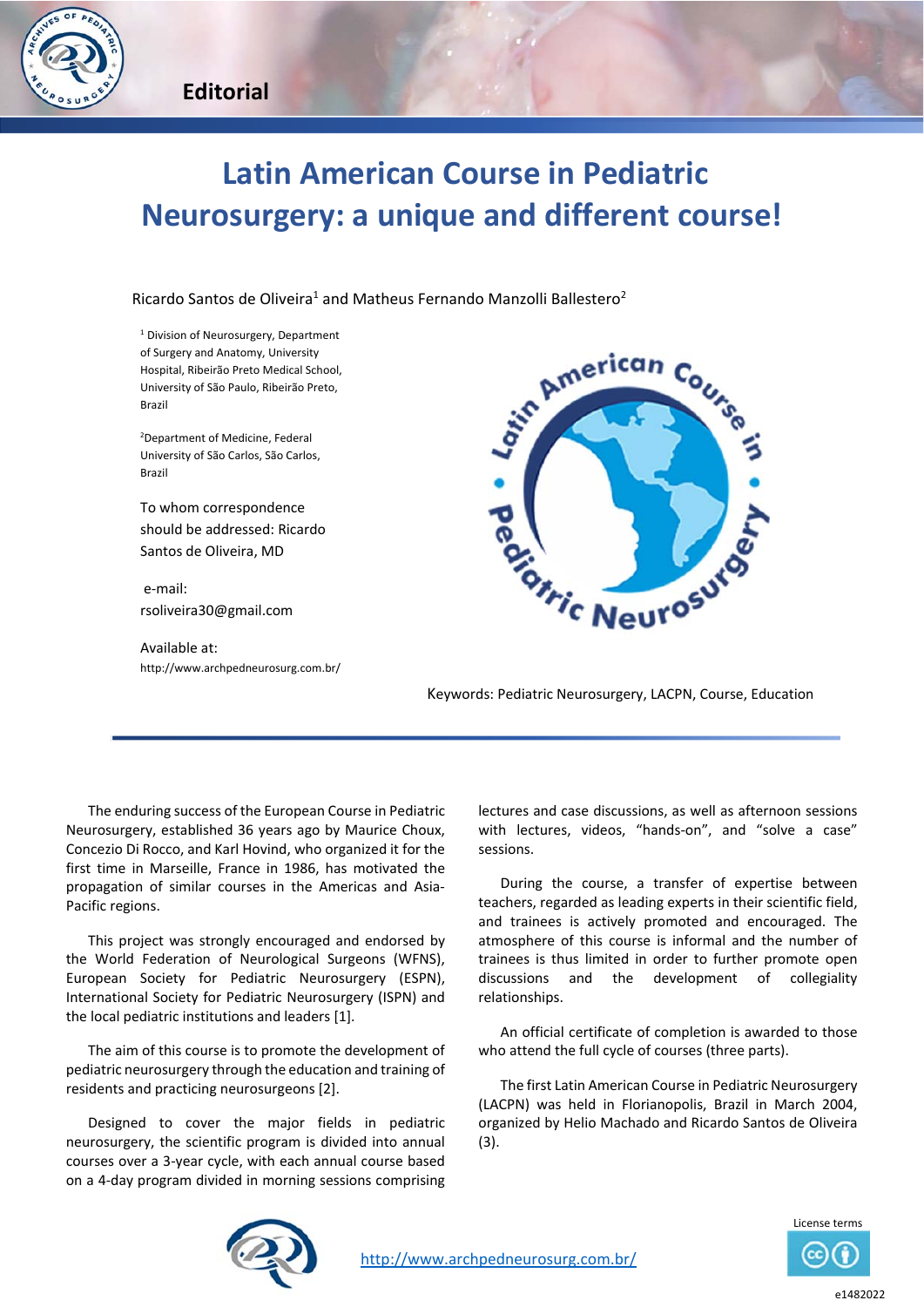Editorial

# Latin American Course in Pediatric Neurosurgery: a unique and different course!

Ricardo Santos de Oliveira[1] and Matheus Fernando Manzolli Ballestero[2]

[1] Division of Neurosurgery, Department of Surgery and Anatomy, University Hospital, Ribeirão Preto Medical School, University of São Paulo, Ribeirão Preto, Brazil

[2] Department of Medicine, Federal University of São Carlos, São Carlos, Brazil

To whom correspondence should be addressed: Ricardo Santos de Oliveira, MD

e-mail: rsoliveira30@gmail.com

Available at: http://www.archpedneurosurg.com.br/

Keywords: Pediatric Neurosurgery, LACPN, Course, Education

The enduring success of the European Course in Pediatric Neurosurgery, established 36 years ago by Maurice Choux, Concezio Di Rocco, and Karl Hovind, who organized it for the first time in Marseille, France in 1986, has motivated the propagation of similar courses in the Americas and Asia-Pacific regions.

This project was strongly encouraged and endorsed by the World Federation of Neurological Surgeons (WFNS), European Society for Pediatric Neurosurgery (ESPN), International Society for Pediatric Neurosurgery (ISPN) and the local pediatric institutions and leaders [1].

The aim of this course is to promote the development of pediatric neurosurgery through the education and training of residents and practicing neurosurgeons [2].

Designed to cover the major fields in pediatric neurosurgery, the scientific program is divided into annual courses over a 3-year cycle, with each annual course based on a 4-day program divided in morning sessions comprising lectures and case discussions, as well as afternoon sessions with lectures, videos, "hands-on", and "solve a case" sessions.

During the course, a transfer of expertise between teachers, regarded as leading experts in their scientific field, and trainees is actively promoted and encouraged. The atmosphere of this course is informal and the number of trainees is thus limited in order to further promote open discussions and the development of collegiality relationships.

An official certificate of completion is awarded to those who attend the full cycle of courses (three parts).

The first Latin American Course in Pediatric Neurosurgery (LACPN) was held in Florianopolis, Brazil in March 2004, organized by Helio Machado and Ricardo Santos de Oliveira (3).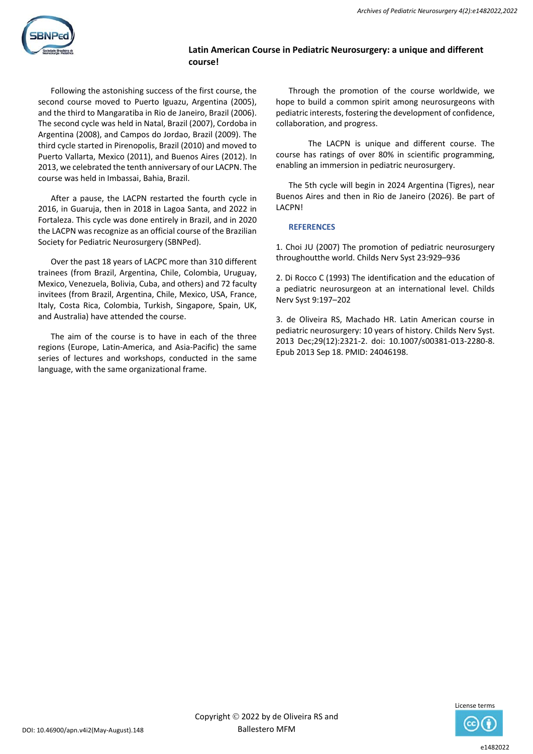## Latin American Course in Pediatric Neurosurgery: a unique and different course!

Following the astonishing success of the first course, the second course moved to Puerto Iguazu, Argentina (2005), and the third to Mangaratiba in Rio de Janeiro, Brazil (2006). The second cycle was held in Natal, Brazil (2007), Cordoba in Argentina (2008), and Campos do Jordao, Brazil (2009). The third cycle started in Pirenopolis, Brazil (2010) and moved to Puerto Vallarta, Mexico (2011), and Buenos Aires (2012). In 2013, we celebrated the tenth anniversary of our LACPN. The course was held in Imbassai, Bahia, Brazil.

After a pause, the LACPN restarted the fourth cycle in 2016, in Guaruja, then in 2018 in Lagoa Santa, and 2022 in Fortaleza. This cycle was done entirely in Brazil, and in 2020 the LACPN was recognize as an official course of the Brazilian Society for Pediatric Neurosurgery (SBNPed).

Over the past 18 years of LACPC more than 310 different trainees (from Brazil, Argentina, Chile, Colombia, Uruguay, Mexico, Venezuela, Bolivia, Cuba, and others) and 72 faculty invitees (from Brazil, Argentina, Chile, Mexico, USA, France, Italy, Costa Rica, Colombia, Turkish, Singapore, Spain, UK, and Australia) have attended the course.

The aim of the course is to have in each of the three regions (Europe, Latin-America, and Asia-Pacific) the same series of lectures and workshops, conducted in the same language, with the same organizational frame.

Through the promotion of the course worldwide, we hope to build a common spirit among neurosurgeons with pediatric interests, fostering the development of confidence, collaboration, and progress.

The LACPN is unique and different course. The course has ratings of over 80% in scientific programming, enabling an immersion in pediatric neurosurgery.

The 5th cycle will begin in 2024 Argentina (Tigres), near Buenos Aires and then in Rio de Janeiro (2026). Be part of LACPN!

### REFERENCES

1. Choi JU (2007) The promotion of pediatric neurosurgery throughoutthe world. Childs Nerv Syst 23:929–936

2. Di Rocco C (1993) The identification and the education of a pediatric neurosurgeon at an international level. Childs Nerv Syst 9:197–202

3. de Oliveira RS, Machado HR. Latin American course in pediatric neurosurgery: 10 years of history. Childs Nerv Syst. 2013 Dec;29(12):2321-2. doi: 10.1007/s00381-013-2280-8. Epub 2013 Sep 18. PMID: 24046198.

DOI: 10.46900/apn.v4i2(May-August).148

Copyright © 2022 by de Oliveira RS and Ballestero MFM

License terms